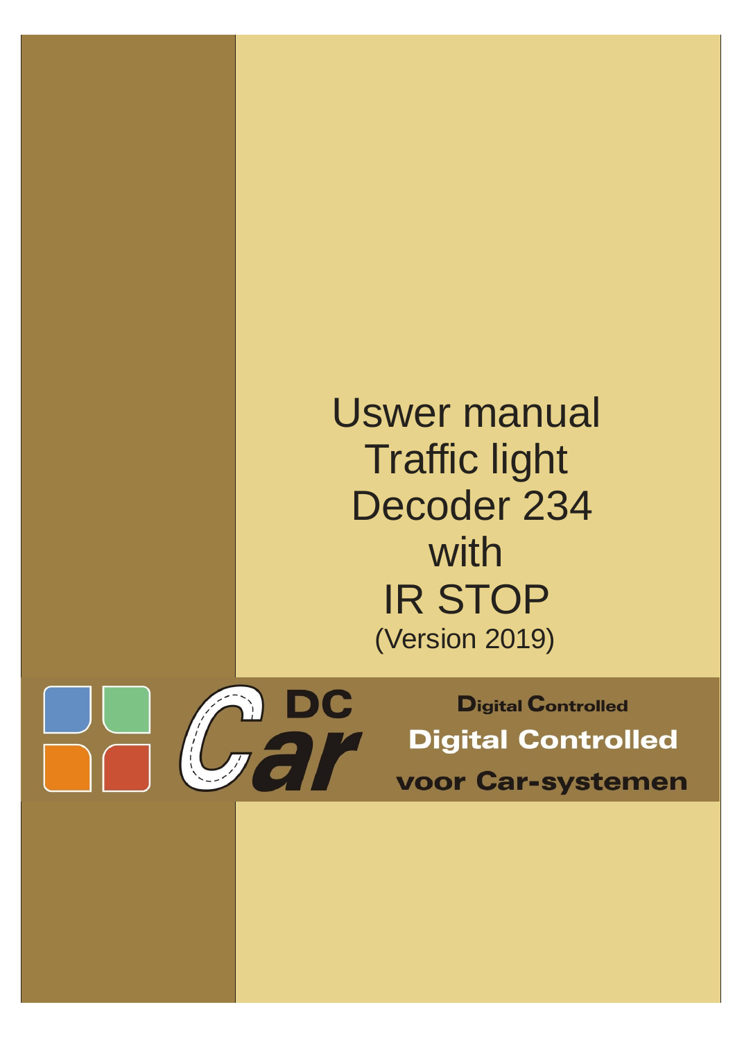# Uswer manual Traffic light Decoder 234 with IR STOP

(Version 2019)

DC Car

Digital Controlled

Digital Controlled

voor Car-systemen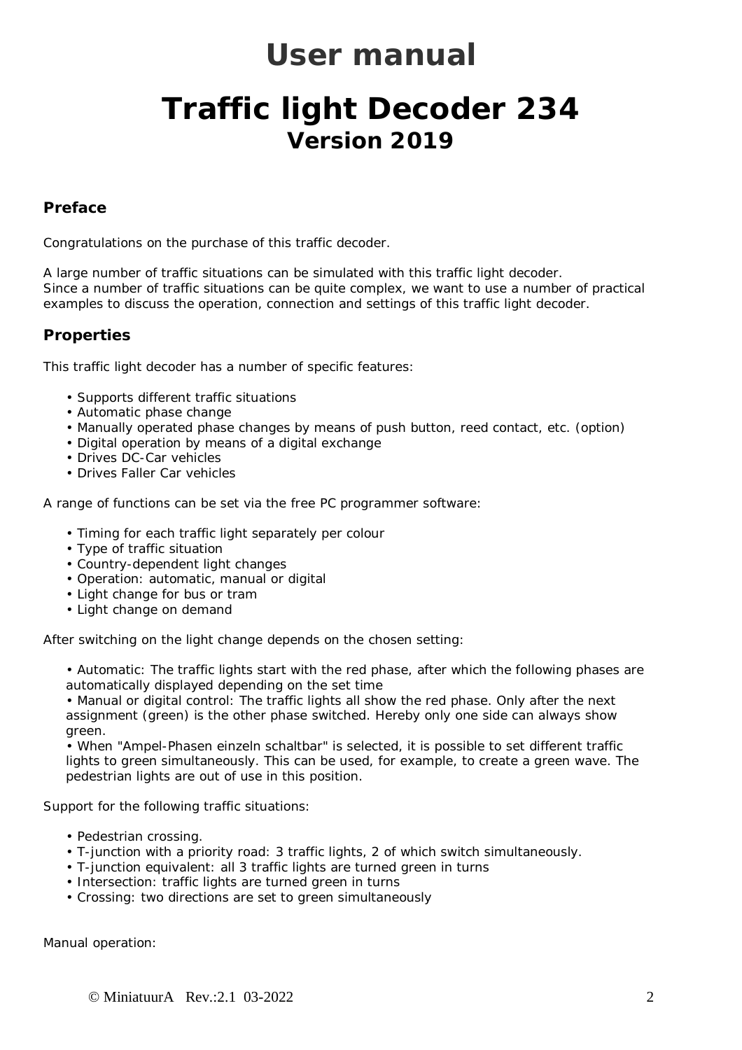# User manual

# Traffic light Decoder 234

## Version 2019

### Preface

Congratulations on the purchase of this traffic decoder.

A large number of traffic situations can be simulated with this traffic light decoder.
Since a number of traffic situations can be quite complex, we want to use a number of practical examples to discuss the operation, connection and settings of this traffic light decoder.

### Properties

This traffic light decoder has a number of specific features:

- Supports different traffic situations
- Automatic phase change
- Manually operated phase changes by means of push button, reed contact, etc. (option)
- Digital operation by means of a digital exchange
- Drives DC-Car vehicles
- Drives Faller Car vehicles

A range of functions can be set via the free PC programmer software:

- Timing for each traffic light separately per colour
- Type of traffic situation
- Country-dependent light changes
- Operation: automatic, manual or digital
- Light change for bus or tram
- Light change on demand

After switching on the light change depends on the chosen setting:

- Automatic: The traffic lights start with the red phase, after which the following phases are automatically displayed depending on the set time
- Manual or digital control: The traffic lights all show the red phase. Only after the next assignment (green) is the other phase switched. Hereby only one side can always show green.
- When "Ampel-Phasen einzeln schaltbar" is selected, it is possible to set different traffic lights to green simultaneously. This can be used, for example, to create a green wave. The pedestrian lights are out of use in this position.

Support for the following traffic situations:

- Pedestrian crossing.
- T-junction with a priority road: 3 traffic lights, 2 of which switch simultaneously.
- T-junction equivalent: all 3 traffic lights are turned green in turns
- Intersection: traffic lights are turned green in turns
- Crossing: two directions are set to green simultaneously

Manual operation: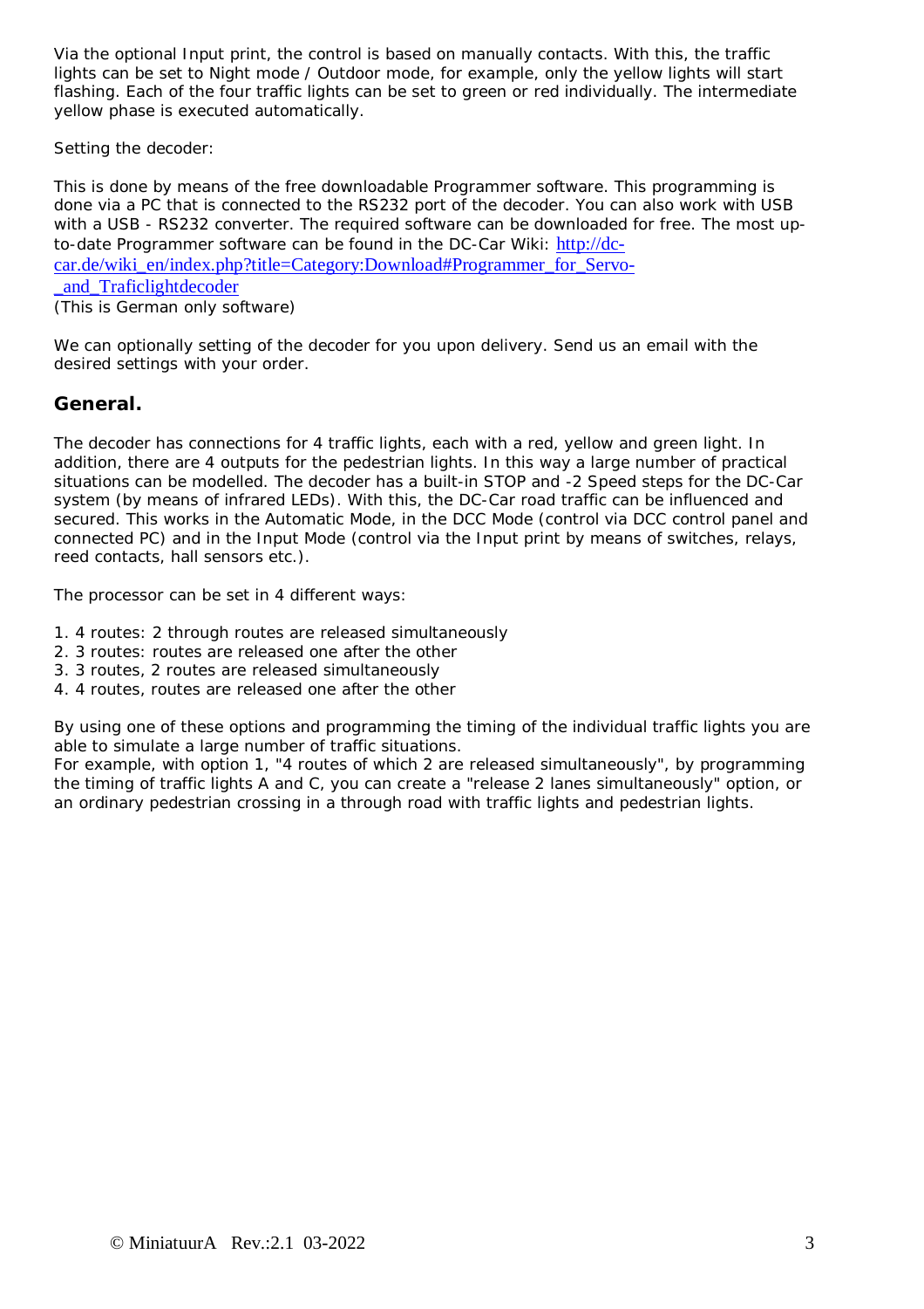Via the optional Input print, the control is based on manually contacts. With this, the traffic lights can be set to Night mode / Outdoor mode, for example, only the yellow lights will start flashing. Each of the four traffic lights can be set to green or red individually. The intermediate yellow phase is executed automatically.

Setting the decoder:

This is done by means of the free downloadable Programmer software. This programming is done via a PC that is connected to the RS232 port of the decoder. You can also work with USB with a USB - RS232 converter. The required software can be downloaded for free. The most up-to-date Programmer software can be found in the DC-Car Wiki: http://dc-car.de/wiki_en/index.php?title=Category:Download#Programmer_for_Servo-_and_Traficlightdecoder
(This is German only software)

We can optionally setting of the decoder for you upon delivery. Send us an email with the desired settings with your order.

## General.

The decoder has connections for 4 traffic lights, each with a red, yellow and green light. In addition, there are 4 outputs for the pedestrian lights. In this way a large number of practical situations can be modelled. The decoder has a built-in STOP and -2 Speed steps for the DC-Car system (by means of infrared LEDs). With this, the DC-Car road traffic can be influenced and secured. This works in the Automatic Mode, in the DCC Mode (control via DCC control panel and connected PC) and in the Input Mode (control via the Input print by means of switches, relays, reed contacts, hall sensors etc.).

The processor can be set in 4 different ways:

1. 4 routes: 2 through routes are released simultaneously
2. 3 routes: routes are released one after the other
3. 3 routes, 2 routes are released simultaneously
4. 4 routes, routes are released one after the other

By using one of these options and programming the timing of the individual traffic lights you are able to simulate a large number of traffic situations.
For example, with option 1, "4 routes of which 2 are released simultaneously", by programming the timing of traffic lights A and C, you can create a "release 2 lanes simultaneously" option, or an ordinary pedestrian crossing in a through road with traffic lights and pedestrian lights.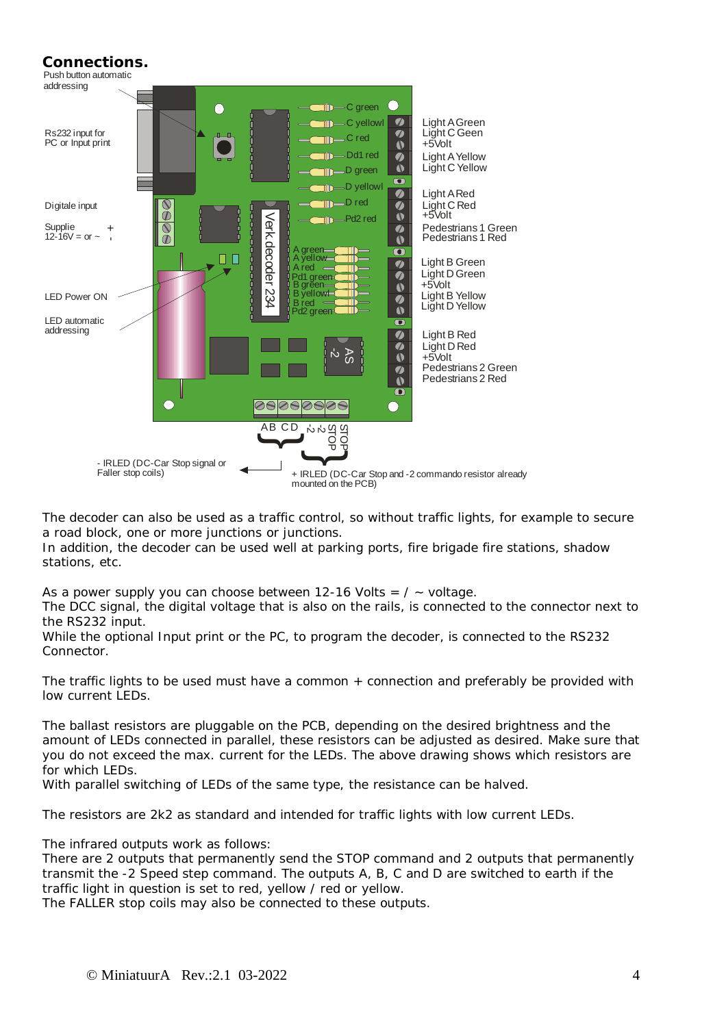## Connections.

Push button automatic addressing

Rs232 input for PC or Input print

Digitale input

Supplie 12-16V = or ~ +

LED Power ON

LED automatic addressing

Light A Green
Light C Geen
+5Volt
Light A Yellow
Light C Yellow

Light A Red
Light C Red
+5Volt
Pedestrians 1 Green
Pedestrians 1 Red

Light B Green
Light D Green
+5Volt
Light B Yellow
Light D Yellow

Light B Red
Light D Red
+5Volt
Pedestrians 2 Green
Pedestrians 2 Red

C green, C yellowl, C red, Dd1 red, D green, D yellowl, D red, Pd2 red

A green, A yellow, A red, Pd1 green, B green, B yellowl, B red, Pd2 green

Verk.decoder 234

AS -2

AB CD -2 -2 STOP STOP

- IRLED (DC-Car Stop signal or Faller stop coils)

+ IRLED (DC-Car Stop and -2 commando resistor already mounted on the PCB)

The decoder can also be used as a traffic control, so without traffic lights, for example to secure a road block, one or more junctions or junctions.
In addition, the decoder can be used well at parking ports, fire brigade fire stations, shadow stations, etc.

As a power supply you can choose between 12-16 Volts = / ~ voltage.
The DCC signal, the digital voltage that is also on the rails, is connected to the connector next to the RS232 input.
While the optional Input print or the PC, to program the decoder, is connected to the RS232 Connector.

The traffic lights to be used must have a common + connection and preferably be provided with low current LEDs.

The ballast resistors are pluggable on the PCB, depending on the desired brightness and the amount of LEDs connected in parallel, these resistors can be adjusted as desired. Make sure that you do not exceed the max. current for the LEDs. The above drawing shows which resistors are for which LEDs.
With parallel switching of LEDs of the same type, the resistance can be halved.

The resistors are 2k2 as standard and intended for traffic lights with low current LEDs.

The infrared outputs work as follows:
There are 2 outputs that permanently send the STOP command and 2 outputs that permanently transmit the -2 Speed step command. The outputs A, B, C and D are switched to earth if the traffic light in question is set to red, yellow / red or yellow.
The FALLER stop coils may also be connected to these outputs.

© MiniatuurA Rev.:2.1 03-2022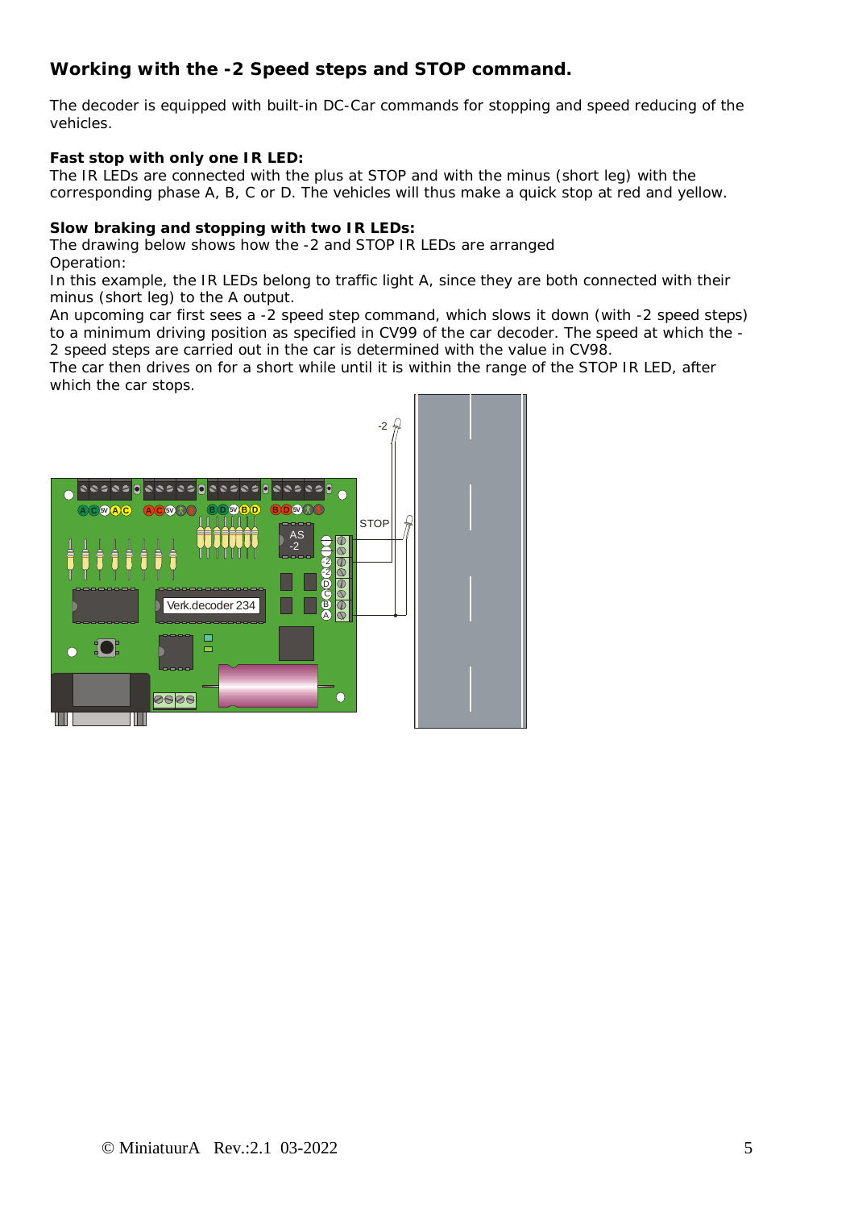## Working with the -2 Speed steps and STOP command.

The decoder is equipped with built-in DC-Car commands for stopping and speed reducing of the vehicles.

**Fast stop with only one IR LED:**
The IR LEDs are connected with the plus at STOP and with the minus (short leg) with the corresponding phase A, B, C or D. The vehicles will thus make a quick stop at red and yellow.

**Slow braking and stopping with two IR LEDs:**
The drawing below shows how the -2 and STOP IR LEDs are arranged
Operation:
In this example, the IR LEDs belong to traffic light A, since they are both connected with their minus (short leg) to the A output.
An upcoming car first sees a -2 speed step command, which slows it down (with -2 speed steps) to a minimum driving position as specified in CV99 of the car decoder. The speed at which the -2 speed steps are carried out in the car is determined with the value in CV98.
The car then drives on for a short while until it is within the range of the STOP IR LED, after which the car stops.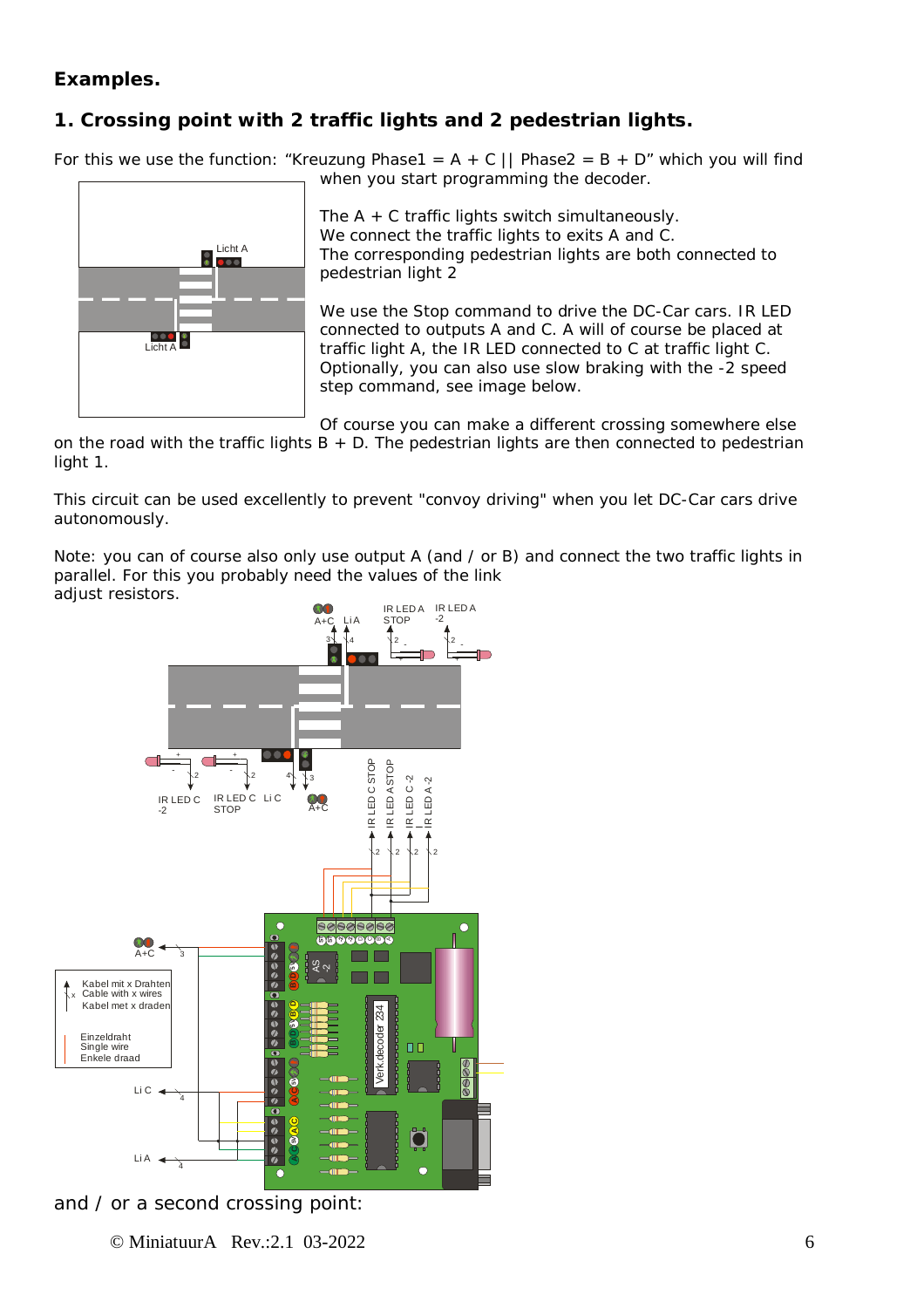## Examples.

### 1. Crossing point with 2 traffic lights and 2 pedestrian lights.

For this we use the function: “Kreuzung Phase1 = A + C || Phase2 = B + D” which you will find when you start programming the decoder.

The A + C traffic lights switch simultaneously.
We connect the traffic lights to exits A and C.
The corresponding pedestrian lights are both connected to pedestrian light 2

We use the Stop command to drive the DC-Car cars. IR LED connected to outputs A and C. A will of course be placed at traffic light A, the IR LED connected to C at traffic light C. Optionally, you can also use slow braking with the -2 speed step command, see image below.

Of course you can make a different crossing somewhere else on the road with the traffic lights B + D. The pedestrian lights are then connected to pedestrian light 1.

This circuit can be used excellently to prevent "convoy driving" when you let DC-Car cars drive autonomously.

Note: you can of course also only use output A (and / or B) and connect the two traffic lights in parallel. For this you probably need the values of the link adjust resistors.

and / or a second crossing point: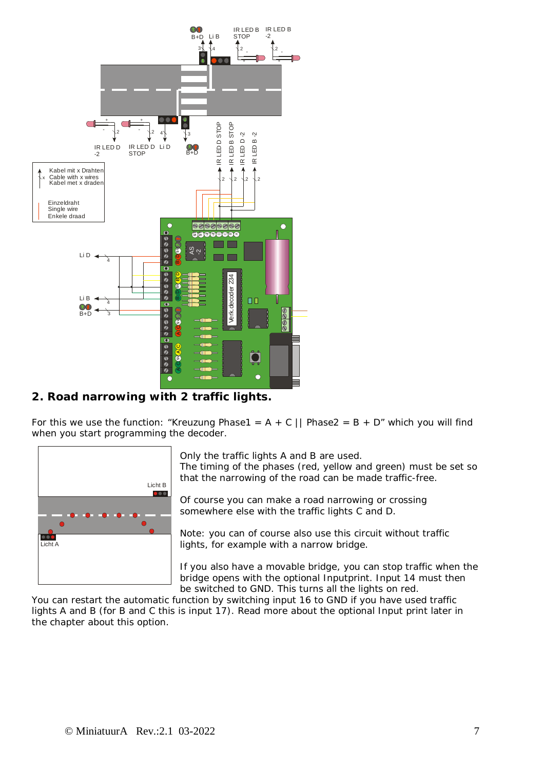## 2. Road narrowing with 2 traffic lights.

For this we use the function: “Kreuzung Phase1 = A + C || Phase2 = B + D” which you will find when you start programming the decoder.

Only the traffic lights A and B are used.
The timing of the phases (red, yellow and green) must be set so that the narrowing of the road can be made traffic-free.

Of course you can make a road narrowing or crossing somewhere else with the traffic lights C and D.

Note: you can of course also use this circuit without traffic lights, for example with a narrow bridge.

If you also have a movable bridge, you can stop traffic when the bridge opens with the optional Inputprint. Input 14 must then be switched to GND. This turns all the lights on red.

You can restart the automatic function by switching input 16 to GND if you have used traffic lights A and B (for B and C this is input 17). Read more about the optional Input print later in the chapter about this option.

© MiniatuurA Rev.:2.1 03-2022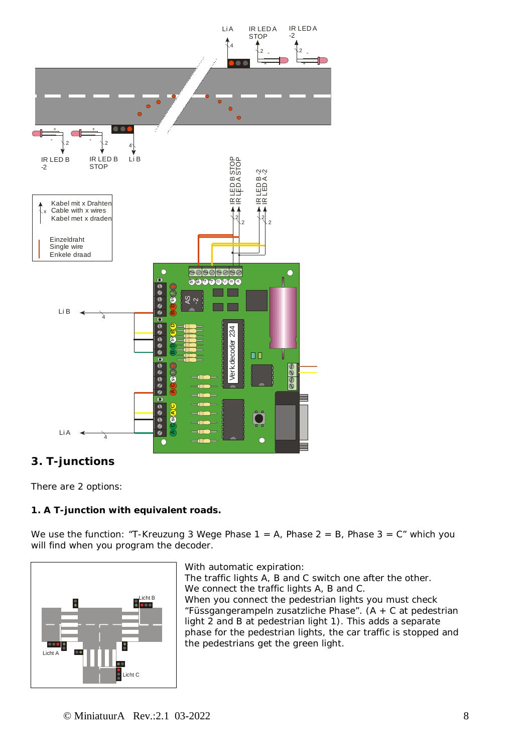## 3. T-junctions

There are 2 options:

**1. A T-junction with equivalent roads.**

We use the function: “T-Kreuzung 3 Wege Phase 1 = A, Phase 2 = B, Phase 3 = C” which you will find when you program the decoder.

With automatic expiration:
The traffic lights A, B and C switch one after the other.
We connect the traffic lights A, B and C.
When you connect the pedestrian lights you must check “Füssgangerampeln zusatzliche Phase”. (A + C at pedestrian light 2 and B at pedestrian light 1). This adds a separate phase for the pedestrian lights, the car traffic is stopped and the pedestrians get the green light.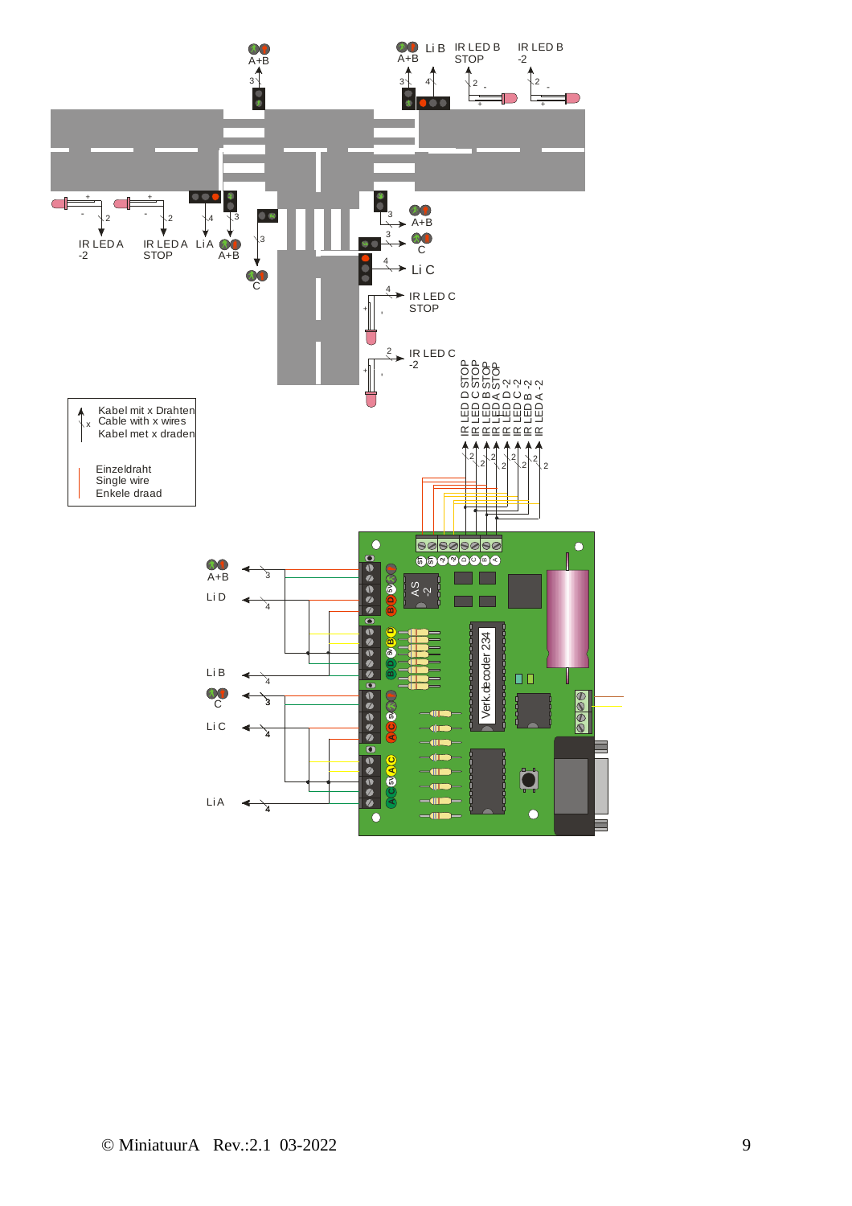A+B

A+B   Li B   IR LED B STOP   IR LED B -2

IR LED A -2   IR LED A STOP   Li A   A+B

C

A+B

C

Li C

IR LED C STOP

IR LED C -2

IR LED D STOP
IR LED C STOP
IR LED B STOP
IR LED A STOP
IR LED D -2
IR LED C -2
IR LED B -2
IR LED A -2

Kabel mit x Drahten
Cable with x wires
Kabel met x draden

Einzeldraht
Single wire
Enkele draad

A+B

Li D

Li B

C

Li C

Li A

Verk.decoder 234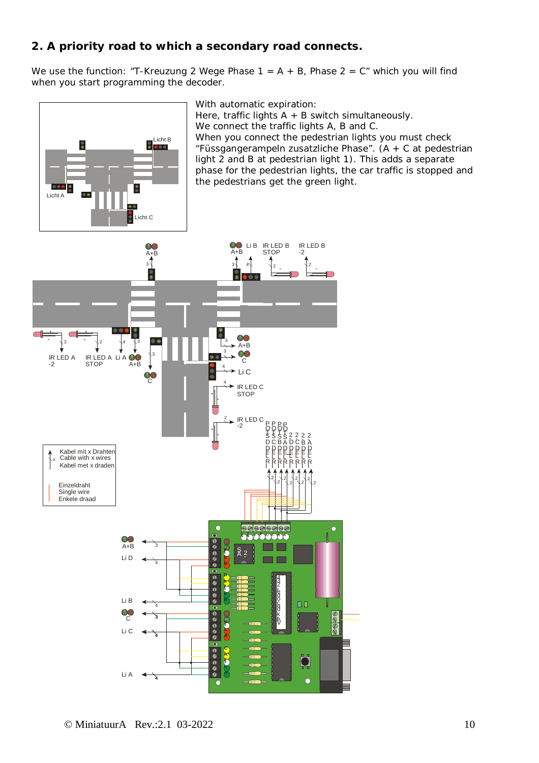## 2. A priority road to which a secondary road connects.

We use the function: “T-Kreuzung 2 Wege Phase 1 = A + B, Phase 2 = C” which you will find when you start programming the decoder.

With automatic expiration:
Here, traffic lights A + B switch simultaneously.
We connect the traffic lights A, B and C.
When you connect the pedestrian lights you must check “Füssgangerampeln zusatzliche Phase”. (A + C at pedestrian light 2 and B at pedestrian light 1). This adds a separate phase for the pedestrian lights, the car traffic is stopped and the pedestrians get the green light.

Licht A

Licht B

Licht C

A+B

Li B

IR LED B STOP

IR LED B -2

IR LED A -2

IR LED A STOP

Li A

A+B

C

A+B

C

Li C

IR LED C STOP

IR LED C -2

Kabel mit x Drahten
Cable with x wires
Kabel met x draden

Einzeldraht
Single wire
Enkele draad

A+B

Li D

Li B

C

Li C

Li A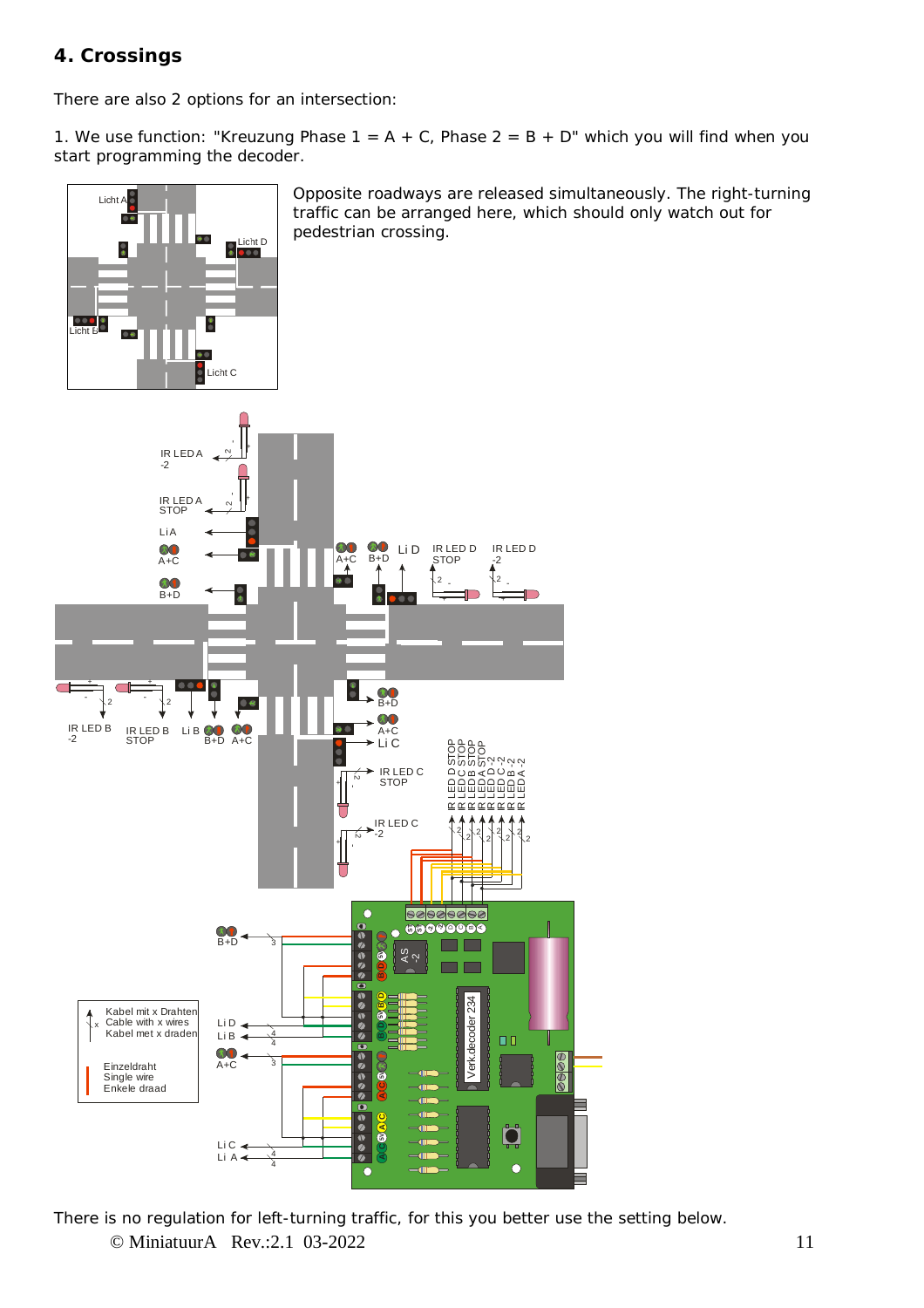## 4. Crossings

There are also 2 options for an intersection:

1. We use function: "Kreuzung Phase 1 = A + C, Phase 2 = B + D" which you will find when you start programming the decoder.

Opposite roadways are released simultaneously. The right-turning traffic can be arranged here, which should only watch out for pedestrian crossing.

There is no regulation for left-turning traffic, for this you better use the setting below.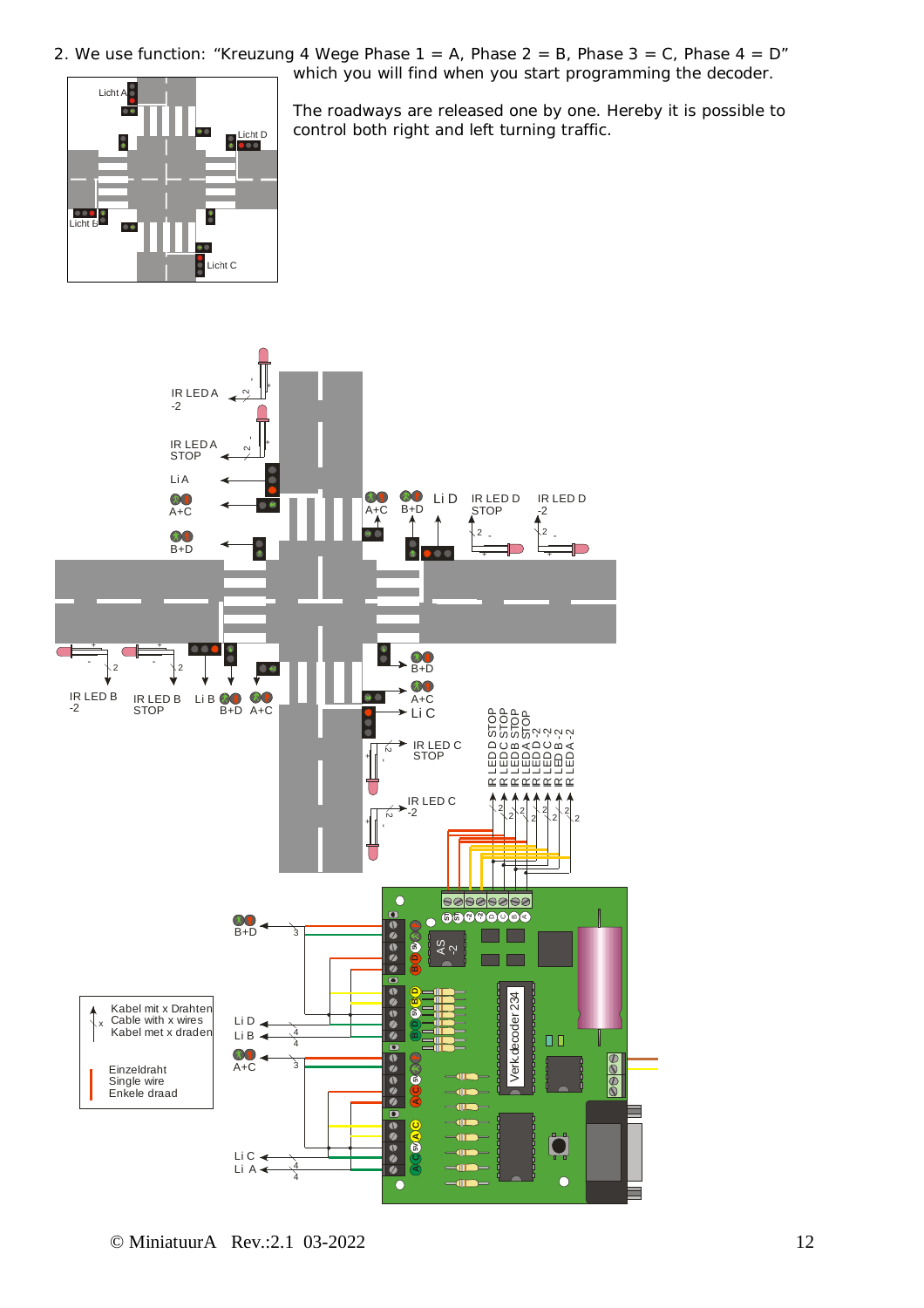2. We use function: "Kreuzung 4 Wege Phase 1 = A, Phase 2 = B, Phase 3 = C, Phase 4 = D" which you will find when you start programming the decoder.

The roadways are released one by one. Hereby it is possible to control both right and left turning traffic.

Licht A

Licht D

Licht B

Licht C

IR LED A -2

IR LED A STOP

Li A

A+C

B+D

A+C

B+D

Li D

IR LED D STOP

IR LED D -2

IR LED B -2

IR LED B STOP

Li B

B+D

A+C

B+D

A+C

Li C

IR LED C STOP

IR LED C -2

IR LED D STOP

IR LED C STOP

IR LED B STOP

IR LED A STOP

IR LED D -2

IR LED C -2

IR LED B -2

IR LED A -2

B+D

Li D

Li B

A+C

Li C

Li A

Kabel mit x Drahten
Cable with x wires
Kabel met x draden

Einzeldraht
Single wire
Enkele draad

Verk.decoder 234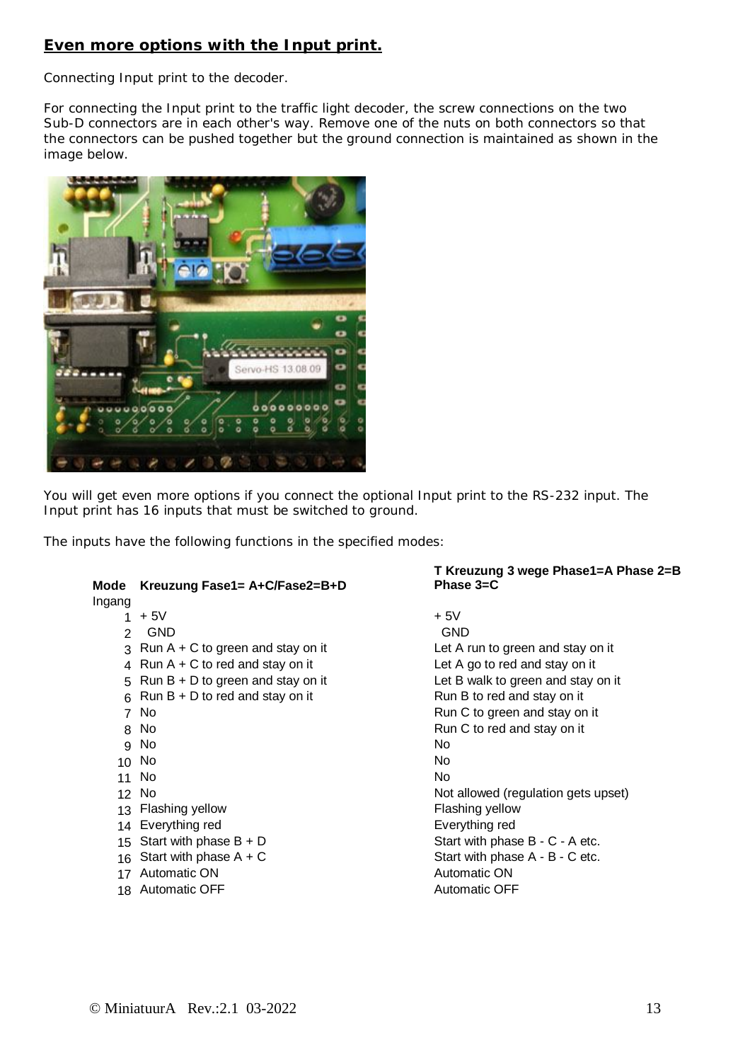## Even more options with the Input print.

Connecting Input print to the decoder.

For connecting the Input print to the traffic light decoder, the screw connections on the two Sub-D connectors are in each other's way. Remove one of the nuts on both connectors so that the connectors can be pushed together but the ground connection is maintained as shown in the image below.

You will get even more options if you connect the optional Input print to the RS-232 input. The Input print has 16 inputs that must be switched to ground.

The inputs have the following functions in the specified modes:

| Mode Ingang | Kreuzung Fase1= A+C/Fase2=B+D | T Kreuzung 3 wege Phase1=A Phase 2=B Phase 3=C |
|---|---|---|
| 1 | + 5V | + 5V |
| 2 | GND | GND |
| 3 | Run A + C to green and stay on it | Let A run to green and stay on it |
| 4 | Run A + C to red and stay on it | Let A go to red and stay on it |
| 5 | Run B + D to green and stay on it | Let B walk to green and stay on it |
| 6 | Run B + D to red and stay on it | Run B to red and stay on it |
| 7 | No | Run C to green and stay on it |
| 8 | No | Run C to red and stay on it |
| 9 | No | No |
| 10 | No | No |
| 11 | No | No |
| 12 | No | Not allowed (regulation gets upset) |
| 13 | Flashing yellow | Flashing yellow |
| 14 | Everything red | Everything red |
| 15 | Start with phase B + D | Start with phase B - C - A etc. |
| 16 | Start with phase A + C | Start with phase A - B - C etc. |
| 17 | Automatic ON | Automatic ON |
| 18 | Automatic OFF | Automatic OFF |

© MiniatuurA Rev.:2.1 03-2022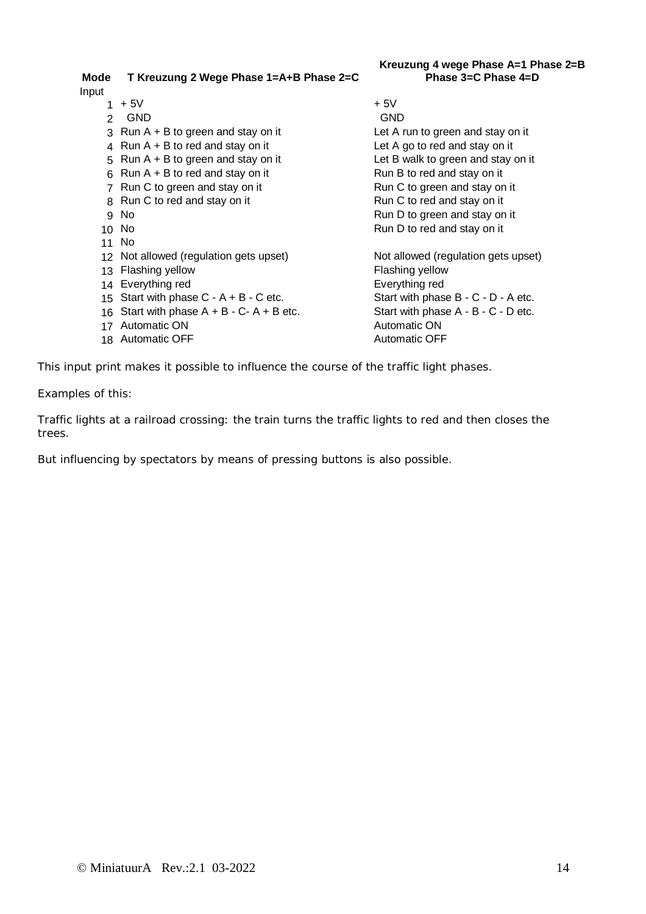| Mode Input | T Kreuzung 2 Wege Phase 1=A+B Phase 2=C | Kreuzung 4 wege Phase A=1 Phase 2=B Phase 3=C Phase 4=D |
|---|---|---|
| 1 | + 5V | + 5V |
| 2 | GND | GND |
| 3 | Run A + B to green and stay on it | Let A run to green and stay on it |
| 4 | Run A + B to red and stay on it | Let A go to red and stay on it |
| 5 | Run A + B to green and stay on it | Let B walk to green and stay on it |
| 6 | Run A + B to red and stay on it | Run B to red and stay on it |
| 7 | Run C to green and stay on it | Run C to green and stay on it |
| 8 | Run C to red and stay on it | Run C to red and stay on it |
| 9 | No | Run D to green and stay on it |
| 10 | No | Run D to red and stay on it |
| 11 | No | |
| 12 | Not allowed (regulation gets upset) | Not allowed (regulation gets upset) |
| 13 | Flashing yellow | Flashing yellow |
| 14 | Everything red | Everything red |
| 15 | Start with phase C - A + B - C etc. | Start with phase B - C - D - A etc. |
| 16 | Start with phase A + B - C- A + B etc. | Start with phase A - B - C - D etc. |
| 17 | Automatic ON | Automatic ON |
| 18 | Automatic OFF | Automatic OFF |

This input print makes it possible to influence the course of the traffic light phases.

Examples of this:

Traffic lights at a railroad crossing: the train turns the traffic lights to red and then closes the trees.

But influencing by spectators by means of pressing buttons is also possible.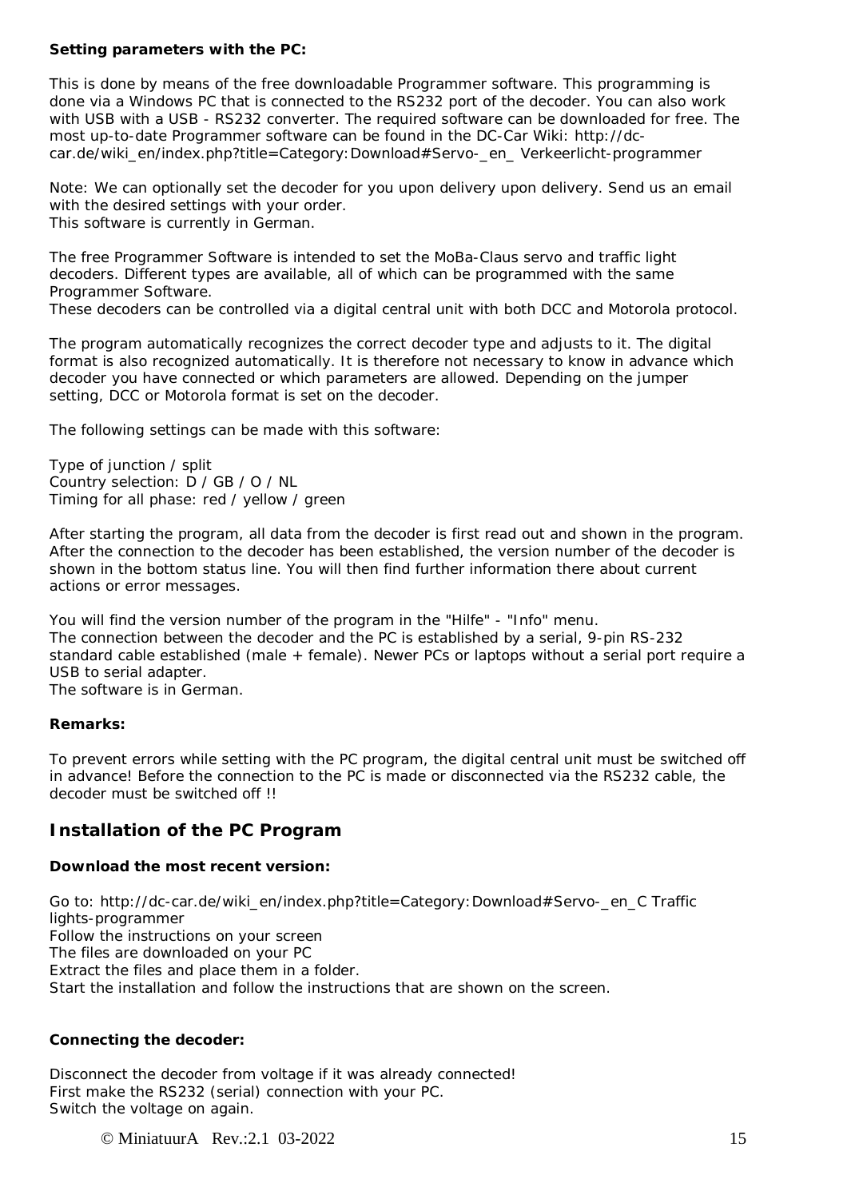**Setting parameters with the PC:**

This is done by means of the free downloadable Programmer software. This programming is done via a Windows PC that is connected to the RS232 port of the decoder. You can also work with USB with a USB - RS232 converter. The required software can be downloaded for free. The most up-to-date Programmer software can be found in the DC-Car Wiki: http://dc-car.de/wiki_en/index.php?title=Category:Download#Servo-_en_ Verkeerlicht-programmer

Note: We can optionally set the decoder for you upon delivery upon delivery. Send us an email with the desired settings with your order.
This software is currently in German.

The free Programmer Software is intended to set the MoBa-Claus servo and traffic light decoders. Different types are available, all of which can be programmed with the same Programmer Software.
These decoders can be controlled via a digital central unit with both DCC and Motorola protocol.

The program automatically recognizes the correct decoder type and adjusts to it. The digital format is also recognized automatically. It is therefore not necessary to know in advance which decoder you have connected or which parameters are allowed. Depending on the jumper setting, DCC or Motorola format is set on the decoder.

The following settings can be made with this software:

Type of junction / split
Country selection: D / GB / O / NL
Timing for all phase: red / yellow / green

After starting the program, all data from the decoder is first read out and shown in the program. After the connection to the decoder has been established, the version number of the decoder is shown in the bottom status line. You will then find further information there about current actions or error messages.

You will find the version number of the program in the "Hilfe" - "Info" menu.
The connection between the decoder and the PC is established by a serial, 9-pin RS-232 standard cable established (male + female). Newer PCs or laptops without a serial port require a USB to serial adapter.
The software is in German.

**Remarks:**

To prevent errors while setting with the PC program, the digital central unit must be switched off in advance! Before the connection to the PC is made or disconnected via the RS232 cable, the decoder must be switched off !!

## Installation of the PC Program

**Download the most recent version:**

Go to: http://dc-car.de/wiki_en/index.php?title=Category:Download#Servo-_en_C Traffic lights-programmer
Follow the instructions on your screen
The files are downloaded on your PC
Extract the files and place them in a folder.
Start the installation and follow the instructions that are shown on the screen.

**Connecting the decoder:**

Disconnect the decoder from voltage if it was already connected!
First make the RS232 (serial) connection with your PC.
Switch the voltage on again.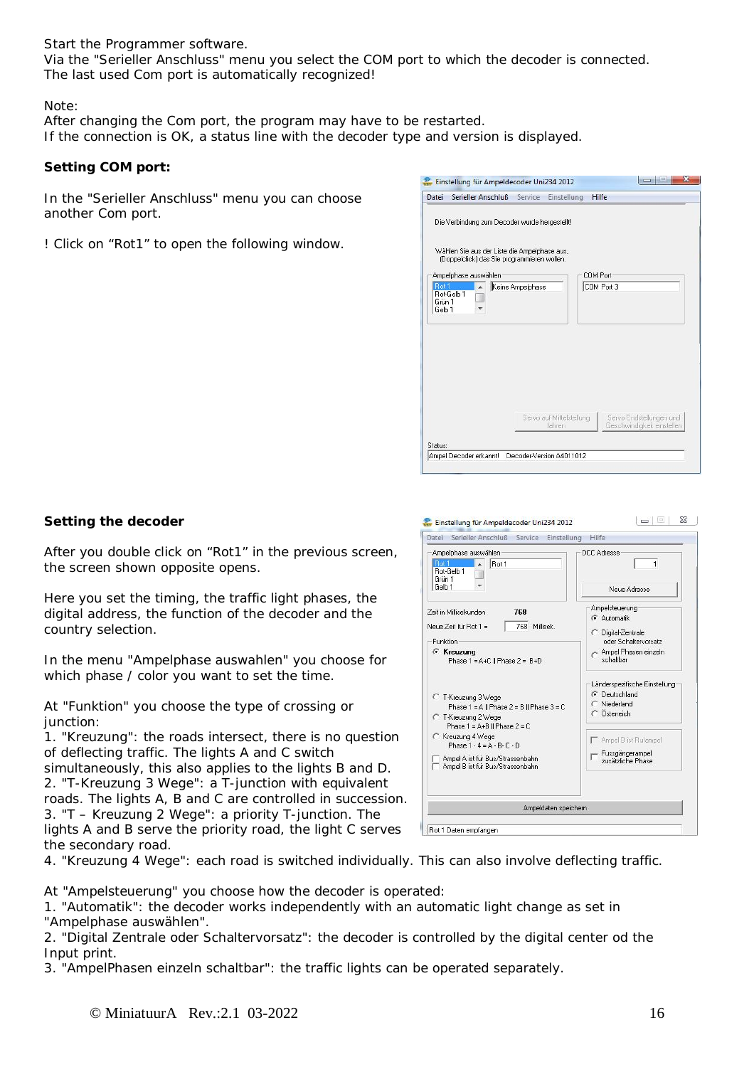Start the Programmer software.
Via the "Serieller Anschluss" menu you select the COM port to which the decoder is connected.
The last used Com port is automatically recognized!

Note:
After changing the Com port, the program may have to be restarted.
If the connection is OK, a status line with the decoder type and version is displayed.

**Setting COM port:**

In the "Serieller Anschluss" menu you can choose another Com port.

! Click on “Rot1” to open the following window.

**Setting the decoder**

After you double click on “Rot1” in the previous screen, the screen shown opposite opens.

Here you set the timing, the traffic light phases, the digital address, the function of the decoder and the country selection.

In the menu "Ampelphase auswahlen" you choose for which phase / color you want to set the time.

At "Funktion" you choose the type of crossing or junction:
1. "Kreuzung": the roads intersect, there is no question of deflecting traffic. The lights A and C switch simultaneously, this also applies to the lights B and D.
2. "T-Kreuzung 3 Wege": a T-junction with equivalent roads. The lights A, B and C are controlled in succession.
3. "T – Kreuzung 2 Wege": a priority T-junction. The lights A and B serve the priority road, the light C serves the secondary road.
4. "Kreuzung 4 Wege": each road is switched individually. This can also involve deflecting traffic.

At "Ampelsteuerung" you choose how the decoder is operated:
1. "Automatik": the decoder works independently with an automatic light change as set in "Ampelphase auswählen".
2. "Digital Zentrale oder Schaltervorsatz": the decoder is controlled by the digital center od the Input print.
3. "AmpelPhasen einzeln schaltbar": the traffic lights can be operated separately.

© MiniatuurA Rev.:2.1 03-2022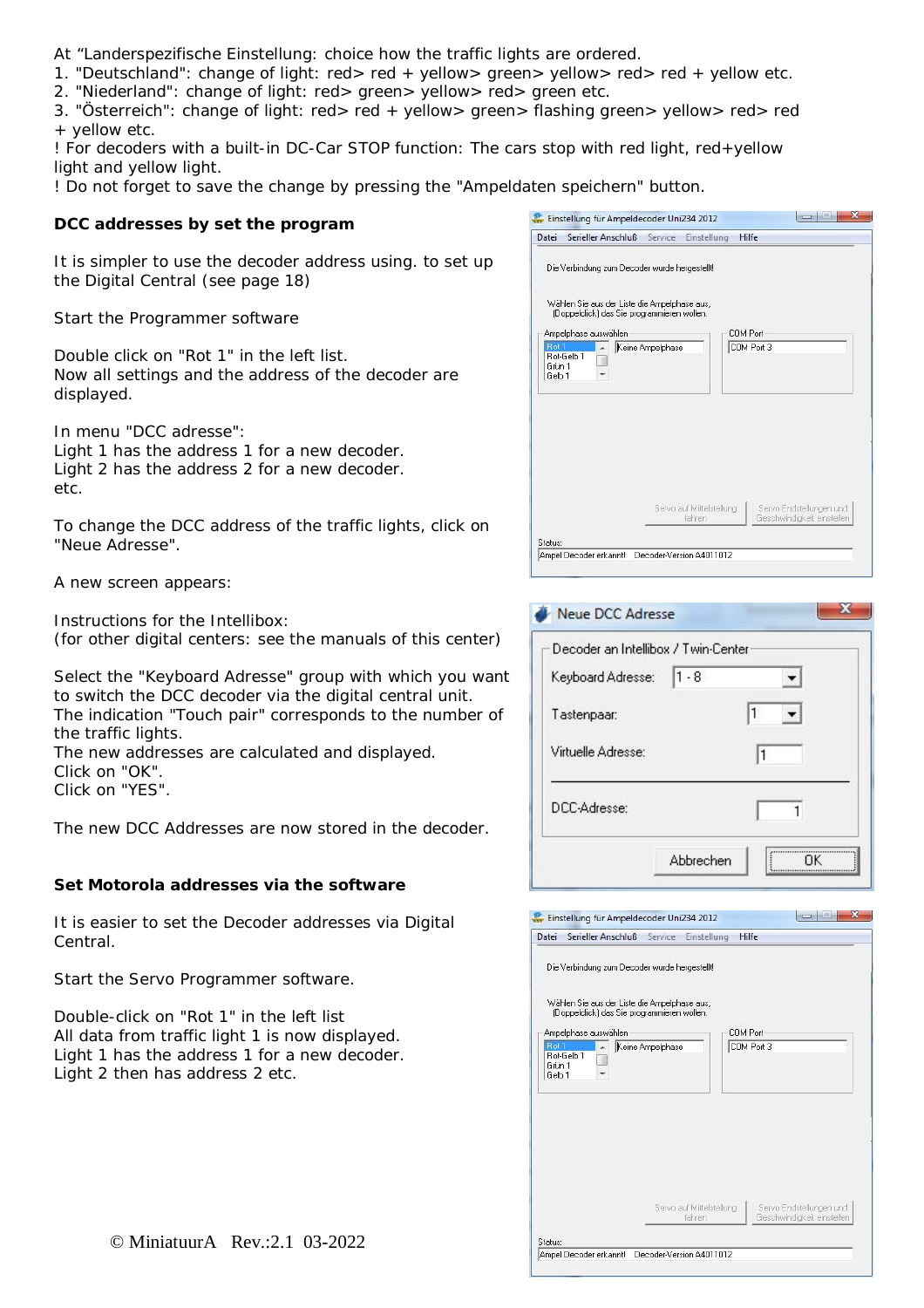At “Landerspezifische Einstellung: choice how the traffic lights are ordered.
1. "Deutschland": change of light: red> red + yellow> green> yellow> red> red + yellow etc.
2. "Niederland": change of light: red> green> yellow> red> green etc.
3. "Österreich": change of light: red> red + yellow> green> flashing green> yellow> red> red + yellow etc.
! For decoders with a built-in DC-Car STOP function: The cars stop with red light, red+yellow light and yellow light.
! Do not forget to save the change by pressing the "Ampeldaten speichern" button.

**DCC addresses by set the program**

It is simpler to use the decoder address using. to set up the Digital Central (see page 18)

Start the Programmer software

Double click on "Rot 1" in the left list.
Now all settings and the address of the decoder are displayed.

In menu "DCC adresse":
Light 1 has the address 1 for a new decoder.
Light 2 has the address 2 for a new decoder.
etc.

To change the DCC address of the traffic lights, click on "Neue Adresse".

A new screen appears:

Instructions for the Intellibox:
(for other digital centers: see the manuals of this center)

Select the "Keyboard Adresse" group with which you want to switch the DCC decoder via the digital central unit.
The indication "Touch pair" corresponds to the number of the traffic lights.
The new addresses are calculated and displayed.
Click on "OK".
Click on "YES".

The new DCC Addresses are now stored in the decoder.

**Set Motorola addresses via the software**

It is easier to set the Decoder addresses via Digital Central.

Start the Servo Programmer software.

Double-click on "Rot 1" in the left list
All data from traffic light 1 is now displayed.
Light 1 has the address 1 for a new decoder.
Light 2 then has address 2 etc.

© MiniatuurA Rev.:2.1 03-2022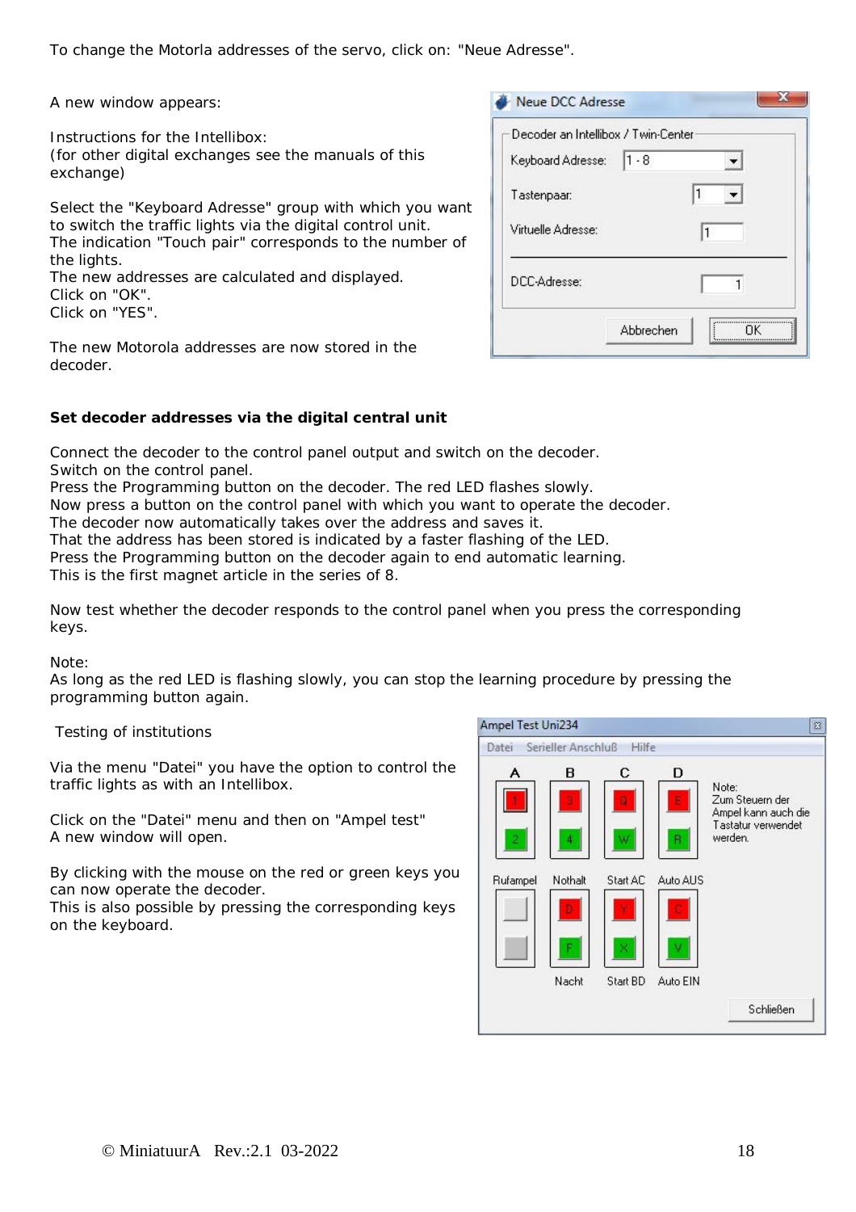To change the Motorla addresses of the servo, click on: "Neue Adresse".

A new window appears:

Instructions for the Intellibox:
(for other digital exchanges see the manuals of this exchange)

Select the "Keyboard Adresse" group with which you want to switch the traffic lights via the digital control unit.
The indication "Touch pair" corresponds to the number of the lights.
The new addresses are calculated and displayed.
Click on "OK".
Click on "YES".

The new Motorola addresses are now stored in the decoder.

**Set decoder addresses via the digital central unit**

Connect the decoder to the control panel output and switch on the decoder.
Switch on the control panel.
Press the Programming button on the decoder. The red LED flashes slowly.
Now press a button on the control panel with which you want to operate the decoder.
The decoder now automatically takes over the address and saves it.
That the address has been stored is indicated by a faster flashing of the LED.
Press the Programming button on the decoder again to end automatic learning.
This is the first magnet article in the series of 8.

Now test whether the decoder responds to the control panel when you press the corresponding keys.

Note:
As long as the red LED is flashing slowly, you can stop the learning procedure by pressing the programming button again.

Testing of institutions

Via the menu "Datei" you have the option to control the traffic lights as with an Intellibox.

Click on the "Datei" menu and then on "Ampel test"
A new window will open.

By clicking with the mouse on the red or green keys you can now operate the decoder.
This is also possible by pressing the corresponding keys on the keyboard.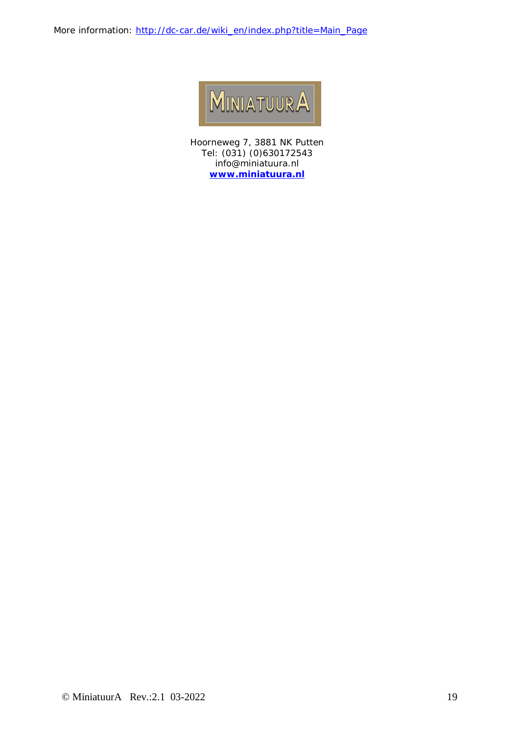More information: http://dc-car.de/wiki_en/index.php?title=Main_Page

MINIATUURA

Hoorneweg 7, 3881 NK Putten
Tel: (031) (0)630172543
info@miniatuura.nl
**www.miniatuura.nl**